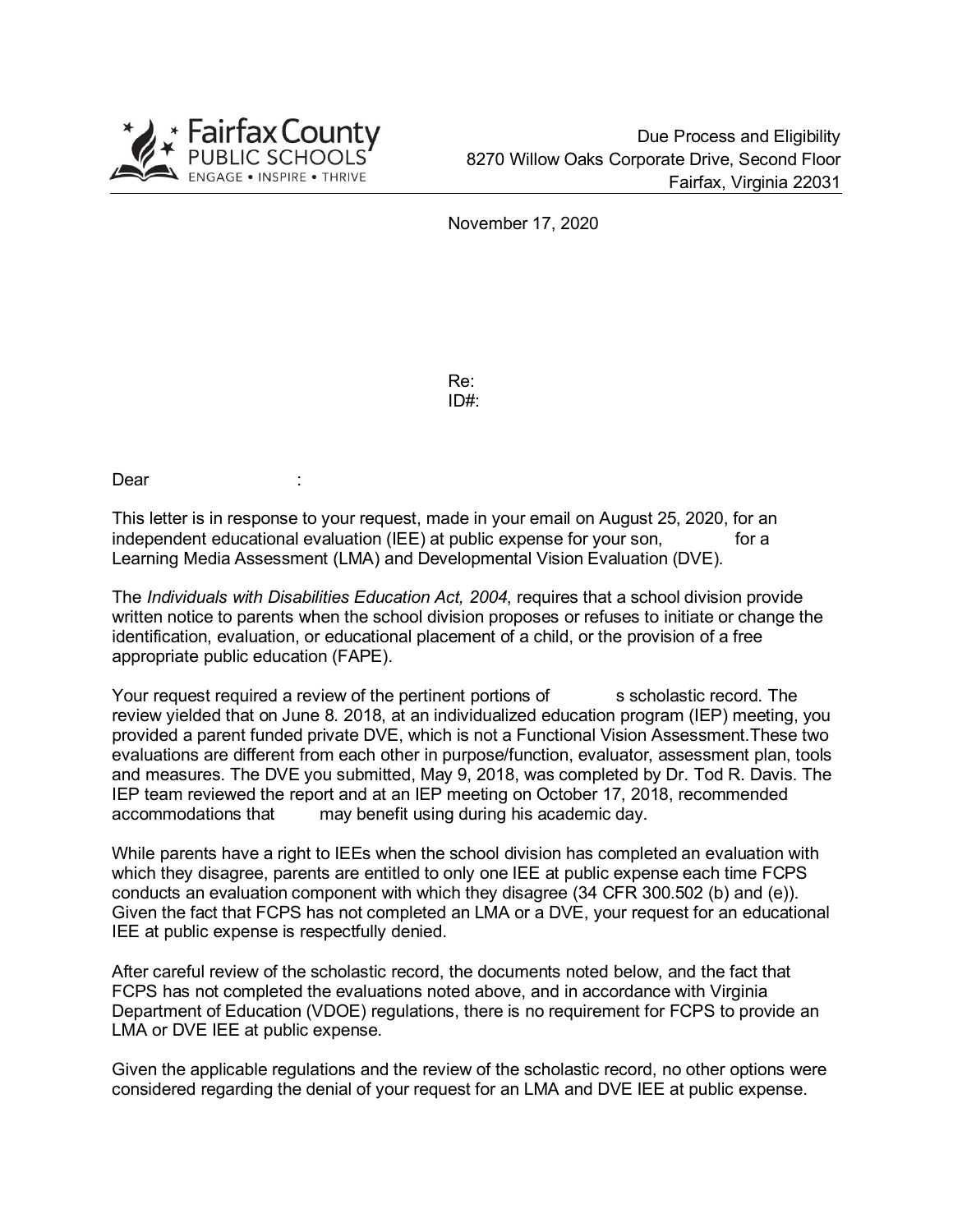Fairfax County PUBLIC SCHOOLS
ENGAGE • INSPIRE • THRIVE

Due Process and Eligibility
8270 Willow Oaks Corporate Drive, Second Floor
Fairfax, Virginia 22031

November 17, 2020

Re:
ID#:

Dear :

This letter is in response to your request, made in your email on August 25, 2020, for an independent educational evaluation (IEE) at public expense for your son, for a Learning Media Assessment (LMA) and Developmental Vision Evaluation (DVE).

The *Individuals with Disabilities Education Act, 2004*, requires that a school division provide written notice to parents when the school division proposes or refuses to initiate or change the identification, evaluation, or educational placement of a child, or the provision of a free appropriate public education (FAPE).

Your request required a review of the pertinent portions of s scholastic record. The review yielded that on June 8. 2018, at an individualized education program (IEP) meeting, you provided a parent funded private DVE, which is not a Functional Vision Assessment.These two evaluations are different from each other in purpose/function, evaluator, assessment plan, tools and measures. The DVE you submitted, May 9, 2018, was completed by Dr. Tod R. Davis. The IEP team reviewed the report and at an IEP meeting on October 17, 2018, recommended accommodations that may benefit using during his academic day.

While parents have a right to IEEs when the school division has completed an evaluation with which they disagree, parents are entitled to only one IEE at public expense each time FCPS conducts an evaluation component with which they disagree (34 CFR 300.502 (b) and (e)). Given the fact that FCPS has not completed an LMA or a DVE, your request for an educational IEE at public expense is respectfully denied.

After careful review of the scholastic record, the documents noted below, and the fact that FCPS has not completed the evaluations noted above, and in accordance with Virginia Department of Education (VDOE) regulations, there is no requirement for FCPS to provide an LMA or DVE IEE at public expense.

Given the applicable regulations and the review of the scholastic record, no other options were considered regarding the denial of your request for an LMA and DVE IEE at public expense.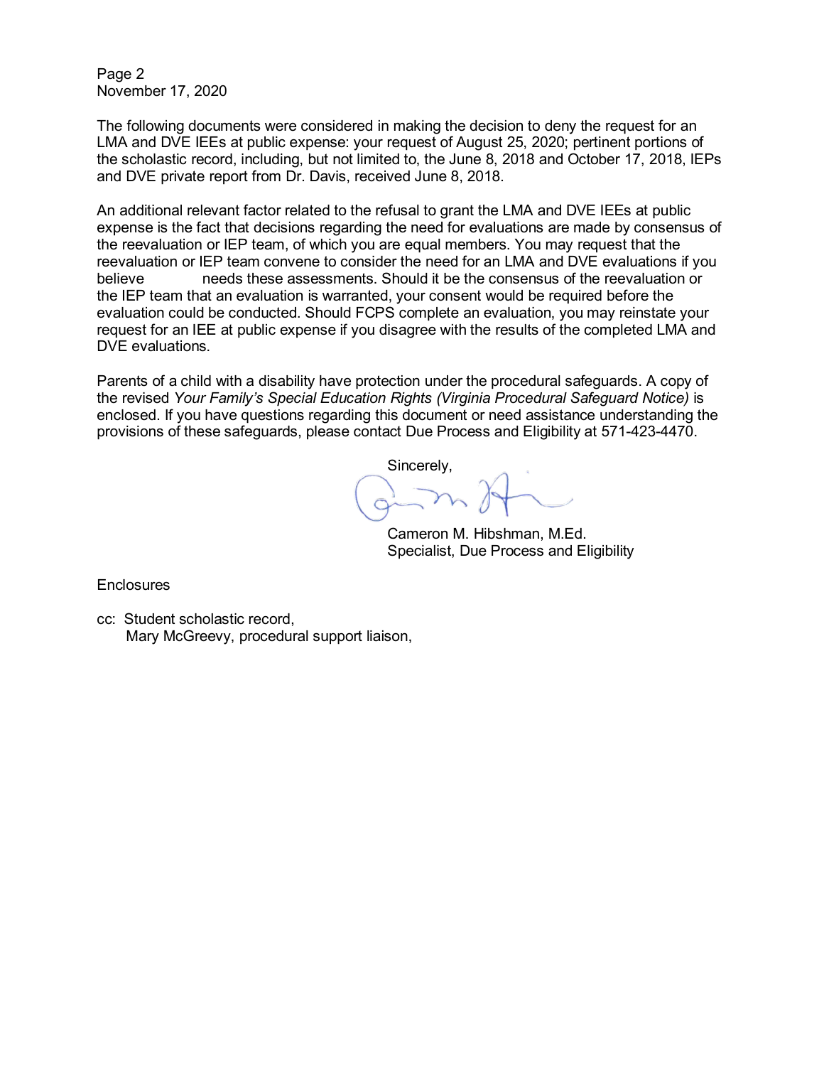The following documents were considered in making the decision to deny the request for an LMA and DVE IEEs at public expense: your request of August 25, 2020; pertinent portions of the scholastic record, including, but not limited to, the June 8, 2018 and October 17, 2018, IEPs and DVE private report from Dr. Davis, received June 8, 2018.

An additional relevant factor related to the refusal to grant the LMA and DVE IEEs at public expense is the fact that decisions regarding the need for evaluations are made by consensus of the reevaluation or IEP team, of which you are equal members. You may request that the reevaluation or IEP team convene to consider the need for an LMA and DVE evaluations if you believe          needs these assessments. Should it be the consensus of the reevaluation or the IEP team that an evaluation is warranted, your consent would be required before the evaluation could be conducted. Should FCPS complete an evaluation, you may reinstate your request for an IEE at public expense if you disagree with the results of the completed LMA and DVE evaluations.

Parents of a child with a disability have protection under the procedural safeguards. A copy of the revised *Your Family's Special Education Rights (Virginia Procedural Safeguard Notice)* is enclosed. If you have questions regarding this document or need assistance understanding the provisions of these safeguards, please contact Due Process and Eligibility at 571-423-4470.

Sincerely,

Cameron M. Hibshman, M.Ed.
Specialist, Due Process and Eligibility

Enclosures

cc: Student scholastic record,
Mary McGreevy, procedural support liaison,